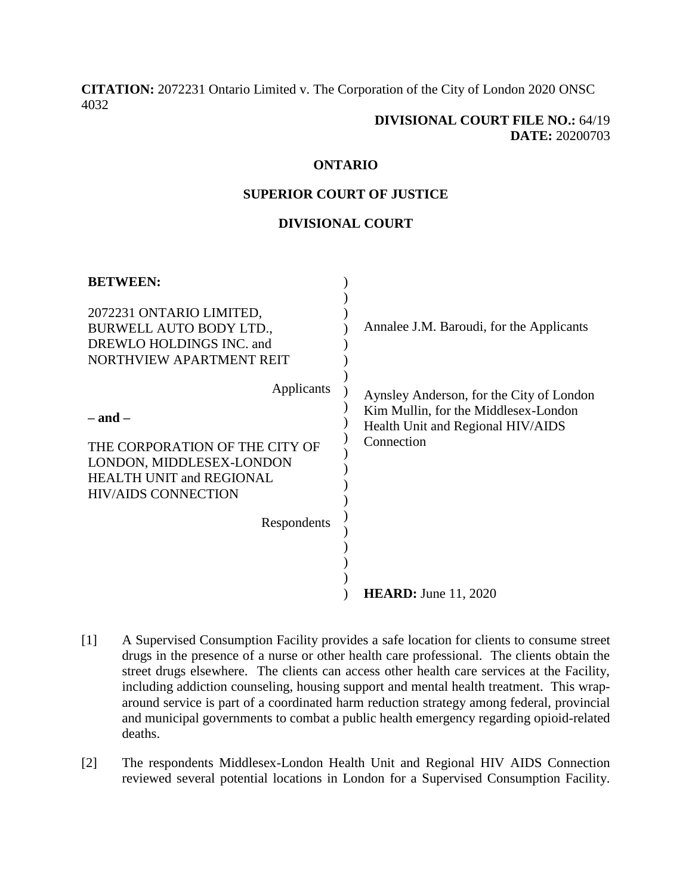**CITATION:** 2072231 Ontario Limited v. The Corporation of the City of London 2020 ONSC 4032

**DIVISIONAL COURT FILE NO.:** 64/19
**DATE:** 20200703

**ONTARIO**

**SUPERIOR COURT OF JUSTICE**

**DIVISIONAL COURT**

**BETWEEN:**

2072231 ONTARIO LIMITED, BURWELL AUTO BODY LTD., DREWLO HOLDINGS INC. and NORTHVIEW APARTMENT REIT

Applicants

– and –

THE CORPORATION OF THE CITY OF LONDON, MIDDLESEX-LONDON HEALTH UNIT and REGIONAL HIV/AIDS CONNECTION

Respondents

Annalee J.M. Baroudi, for the Applicants

Aynsley Anderson, for the City of London
Kim Mullin, for the Middlesex-London Health Unit and Regional HIV/AIDS Connection

**HEARD:** June 11, 2020

[1] A Supervised Consumption Facility provides a safe location for clients to consume street drugs in the presence of a nurse or other health care professional. The clients obtain the street drugs elsewhere. The clients can access other health care services at the Facility, including addiction counseling, housing support and mental health treatment. This wrap-around service is part of a coordinated harm reduction strategy among federal, provincial and municipal governments to combat a public health emergency regarding opioid-related deaths.

[2] The respondents Middlesex-London Health Unit and Regional HIV AIDS Connection reviewed several potential locations in London for a Supervised Consumption Facility.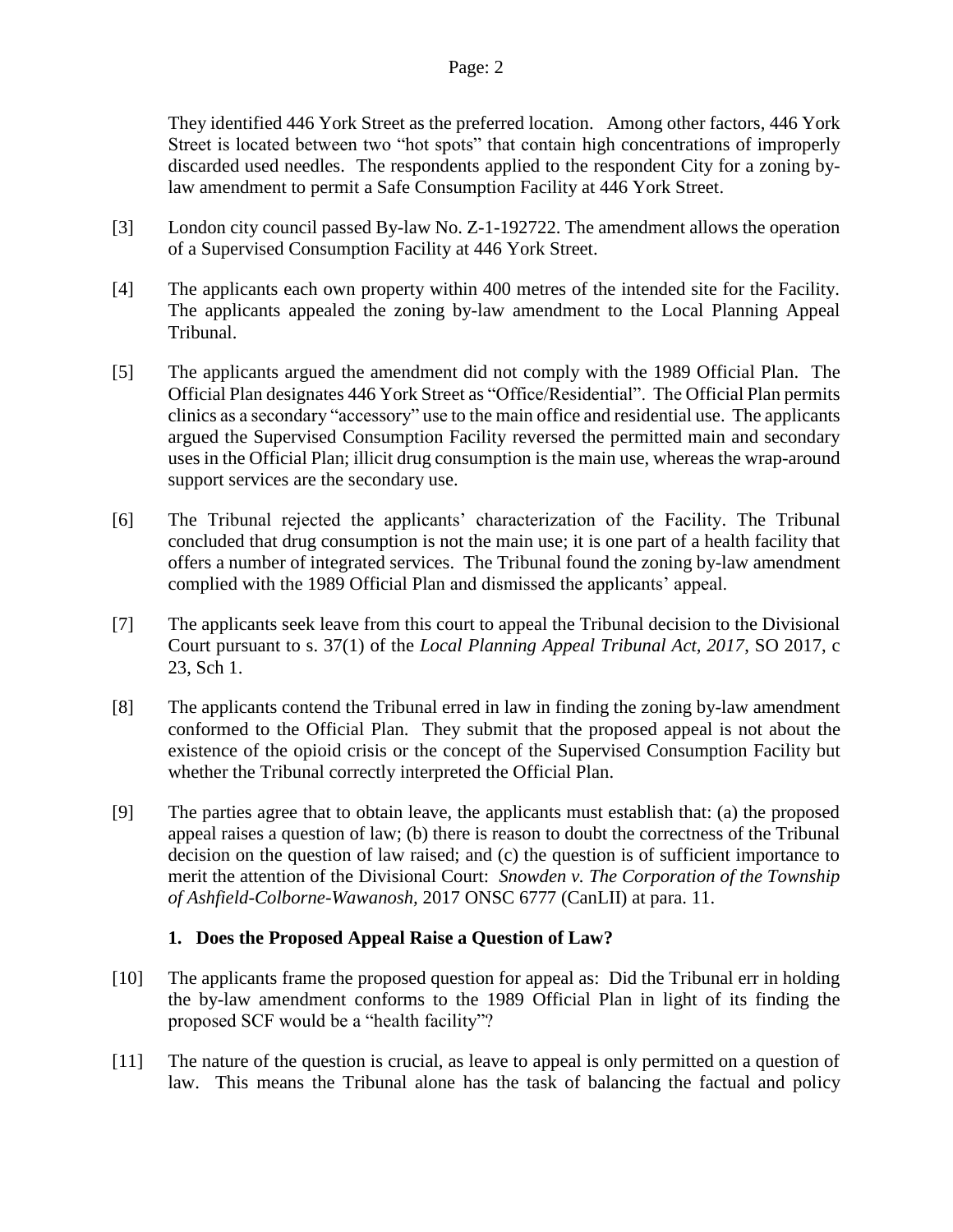They identified 446 York Street as the preferred location. Among other factors, 446 York Street is located between two "hot spots" that contain high concentrations of improperly discarded used needles. The respondents applied to the respondent City for a zoning by-law amendment to permit a Safe Consumption Facility at 446 York Street.

[3] London city council passed By-law No. Z-1-192722. The amendment allows the operation of a Supervised Consumption Facility at 446 York Street.

[4] The applicants each own property within 400 metres of the intended site for the Facility. The applicants appealed the zoning by-law amendment to the Local Planning Appeal Tribunal.

[5] The applicants argued the amendment did not comply with the 1989 Official Plan. The Official Plan designates 446 York Street as "Office/Residential". The Official Plan permits clinics as a secondary "accessory" use to the main office and residential use. The applicants argued the Supervised Consumption Facility reversed the permitted main and secondary uses in the Official Plan; illicit drug consumption is the main use, whereas the wrap-around support services are the secondary use.

[6] The Tribunal rejected the applicants' characterization of the Facility. The Tribunal concluded that drug consumption is not the main use; it is one part of a health facility that offers a number of integrated services. The Tribunal found the zoning by-law amendment complied with the 1989 Official Plan and dismissed the applicants' appeal.

[7] The applicants seek leave from this court to appeal the Tribunal decision to the Divisional Court pursuant to s. 37(1) of the *Local Planning Appeal Tribunal Act, 2017*, SO 2017, c 23, Sch 1.

[8] The applicants contend the Tribunal erred in law in finding the zoning by-law amendment conformed to the Official Plan. They submit that the proposed appeal is not about the existence of the opioid crisis or the concept of the Supervised Consumption Facility but whether the Tribunal correctly interpreted the Official Plan.

[9] The parties agree that to obtain leave, the applicants must establish that: (a) the proposed appeal raises a question of law; (b) there is reason to doubt the correctness of the Tribunal decision on the question of law raised; and (c) the question is of sufficient importance to merit the attention of the Divisional Court: *Snowden v. The Corporation of the Township of Ashfield-Colborne-Wawanosh*, 2017 ONSC 6777 (CanLII) at para. 11.

### 1. Does the Proposed Appeal Raise a Question of Law?

[10] The applicants frame the proposed question for appeal as: Did the Tribunal err in holding the by-law amendment conforms to the 1989 Official Plan in light of its finding the proposed SCF would be a "health facility"?

[11] The nature of the question is crucial, as leave to appeal is only permitted on a question of law. This means the Tribunal alone has the task of balancing the factual and policy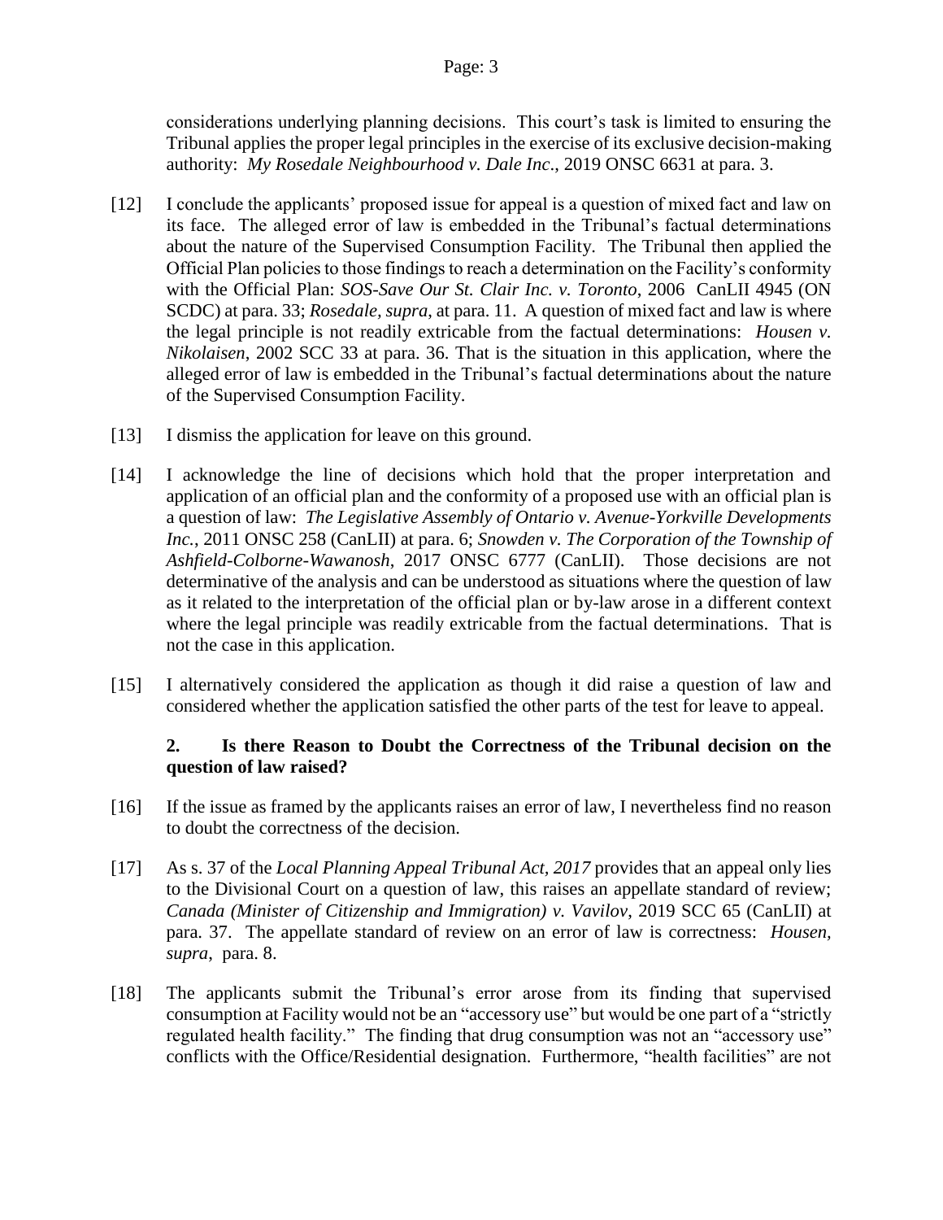considerations underlying planning decisions. This court's task is limited to ensuring the Tribunal applies the proper legal principles in the exercise of its exclusive decision-making authority: *My Rosedale Neighbourhood v. Dale Inc*., 2019 ONSC 6631 at para. 3.

[12] I conclude the applicants' proposed issue for appeal is a question of mixed fact and law on its face. The alleged error of law is embedded in the Tribunal's factual determinations about the nature of the Supervised Consumption Facility. The Tribunal then applied the Official Plan policies to those findings to reach a determination on the Facility's conformity with the Official Plan: *SOS-Save Our St. Clair Inc. v. Toronto*, 2006 CanLII 4945 (ON SCDC) at para. 33; *Rosedale, supra*, at para. 11. A question of mixed fact and law is where the legal principle is not readily extricable from the factual determinations: *Housen v. Nikolaisen*, 2002 SCC 33 at para. 36. That is the situation in this application, where the alleged error of law is embedded in the Tribunal's factual determinations about the nature of the Supervised Consumption Facility.

[13] I dismiss the application for leave on this ground.

[14] I acknowledge the line of decisions which hold that the proper interpretation and application of an official plan and the conformity of a proposed use with an official plan is a question of law: *The Legislative Assembly of Ontario v. Avenue-Yorkville Developments Inc.*, 2011 ONSC 258 (CanLII) at para. 6; *Snowden v. The Corporation of the Township of Ashfield-Colborne-Wawanosh*, 2017 ONSC 6777 (CanLII). Those decisions are not determinative of the analysis and can be understood as situations where the question of law as it related to the interpretation of the official plan or by-law arose in a different context where the legal principle was readily extricable from the factual determinations. That is not the case in this application.

[15] I alternatively considered the application as though it did raise a question of law and considered whether the application satisfied the other parts of the test for leave to appeal.

### 2. Is there Reason to Doubt the Correctness of the Tribunal decision on the question of law raised?

[16] If the issue as framed by the applicants raises an error of law, I nevertheless find no reason to doubt the correctness of the decision.

[17] As s. 37 of the *Local Planning Appeal Tribunal Act, 2017* provides that an appeal only lies to the Divisional Court on a question of law, this raises an appellate standard of review; *Canada (Minister of Citizenship and Immigration) v. Vavilov*, 2019 SCC 65 (CanLII) at para. 37. The appellate standard of review on an error of law is correctness: *Housen, supra*, para. 8.

[18] The applicants submit the Tribunal's error arose from its finding that supervised consumption at Facility would not be an "accessory use" but would be one part of a "strictly regulated health facility." The finding that drug consumption was not an "accessory use" conflicts with the Office/Residential designation. Furthermore, "health facilities" are not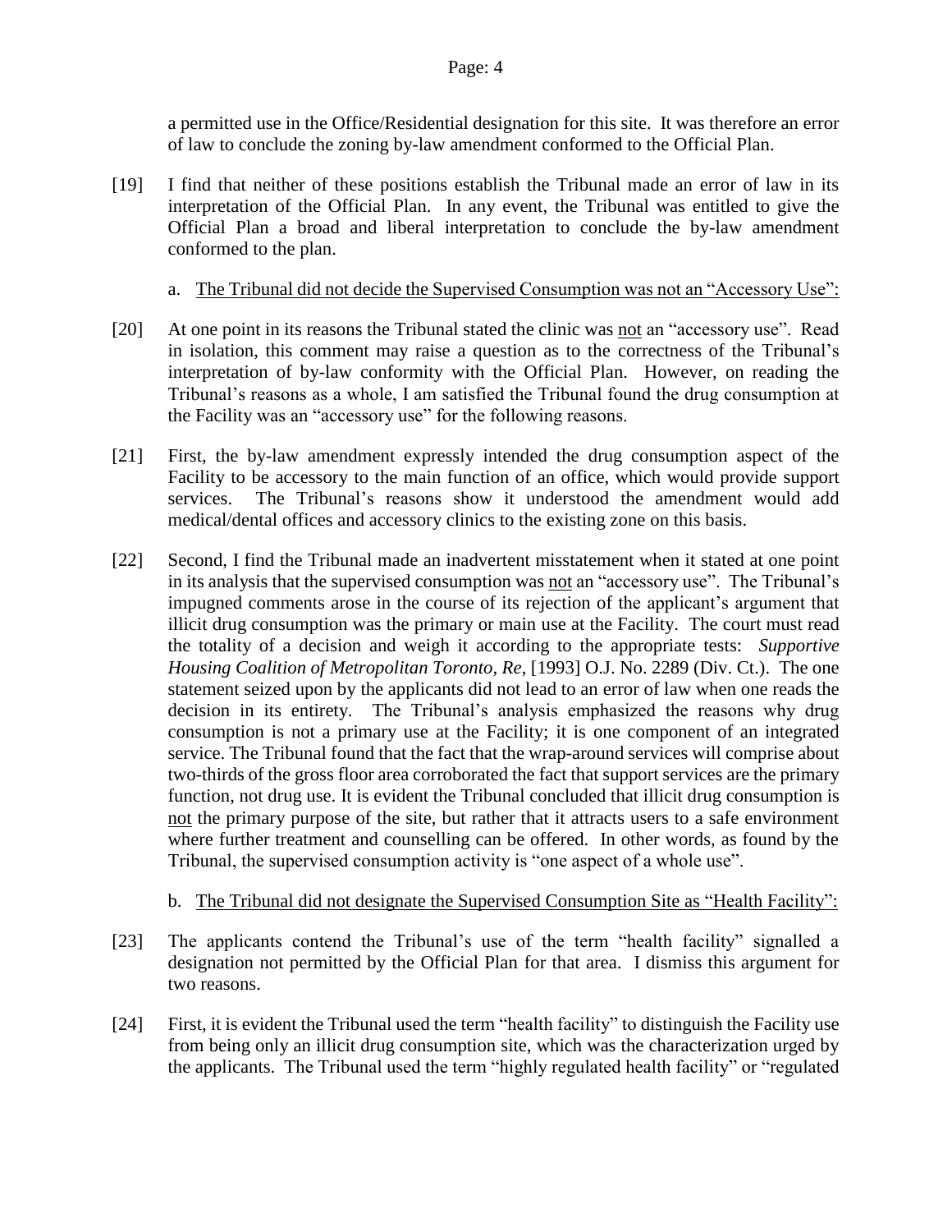a permitted use in the Office/Residential designation for this site. It was therefore an error of law to conclude the zoning by-law amendment conformed to the Official Plan.

[19] I find that neither of these positions establish the Tribunal made an error of law in its interpretation of the Official Plan. In any event, the Tribunal was entitled to give the Official Plan a broad and liberal interpretation to conclude the by-law amendment conformed to the plan.

a. <u>The Tribunal did not decide the Supervised Consumption was not an "Accessory Use":</u>

[20] At one point in its reasons the Tribunal stated the clinic was <u>not</u> an "accessory use". Read in isolation, this comment may raise a question as to the correctness of the Tribunal's interpretation of by-law conformity with the Official Plan. However, on reading the Tribunal's reasons as a whole, I am satisfied the Tribunal found the drug consumption at the Facility was an "accessory use" for the following reasons.

[21] First, the by-law amendment expressly intended the drug consumption aspect of the Facility to be accessory to the main function of an office, which would provide support services. The Tribunal's reasons show it understood the amendment would add medical/dental offices and accessory clinics to the existing zone on this basis.

[22] Second, I find the Tribunal made an inadvertent misstatement when it stated at one point in its analysis that the supervised consumption was <u>not</u> an "accessory use". The Tribunal's impugned comments arose in the course of its rejection of the applicant's argument that illicit drug consumption was the primary or main use at the Facility. The court must read the totality of a decision and weigh it according to the appropriate tests: *Supportive Housing Coalition of Metropolitan Toronto, Re*, [1993] O.J. No. 2289 (Div. Ct.). The one statement seized upon by the applicants did not lead to an error of law when one reads the decision in its entirety. The Tribunal's analysis emphasized the reasons why drug consumption is not a primary use at the Facility; it is one component of an integrated service. The Tribunal found that the fact that the wrap-around services will comprise about two-thirds of the gross floor area corroborated the fact that support services are the primary function, not drug use. It is evident the Tribunal concluded that illicit drug consumption is <u>not</u> the primary purpose of the site, but rather that it attracts users to a safe environment where further treatment and counselling can be offered. In other words, as found by the Tribunal, the supervised consumption activity is "one aspect of a whole use".

b. <u>The Tribunal did not designate the Supervised Consumption Site as "Health Facility":</u>

[23] The applicants contend the Tribunal's use of the term "health facility" signalled a designation not permitted by the Official Plan for that area. I dismiss this argument for two reasons.

[24] First, it is evident the Tribunal used the term "health facility" to distinguish the Facility use from being only an illicit drug consumption site, which was the characterization urged by the applicants. The Tribunal used the term "highly regulated health facility" or "regulated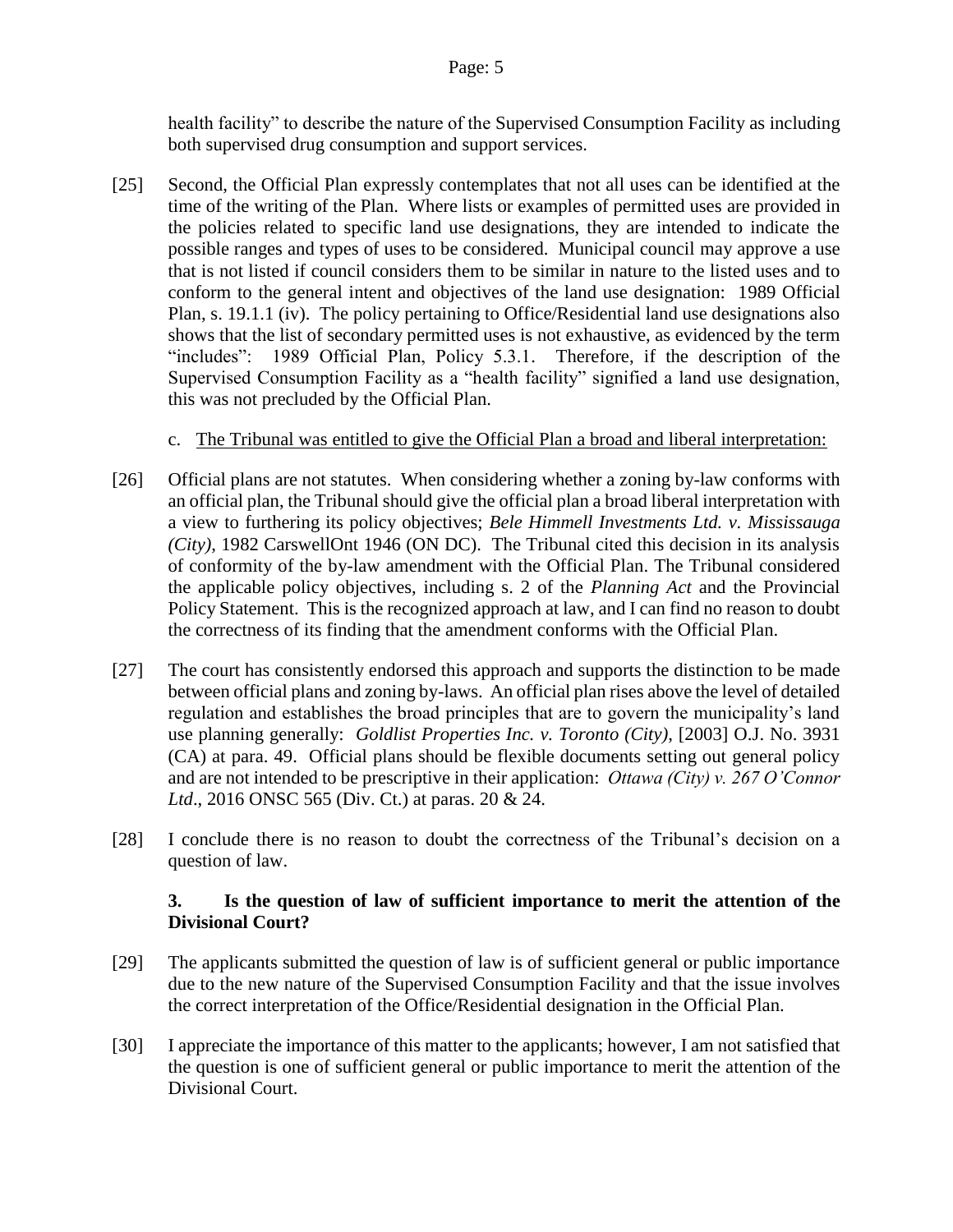health facility" to describe the nature of the Supervised Consumption Facility as including both supervised drug consumption and support services.

[25] Second, the Official Plan expressly contemplates that not all uses can be identified at the time of the writing of the Plan. Where lists or examples of permitted uses are provided in the policies related to specific land use designations, they are intended to indicate the possible ranges and types of uses to be considered. Municipal council may approve a use that is not listed if council considers them to be similar in nature to the listed uses and to conform to the general intent and objectives of the land use designation: 1989 Official Plan, s. 19.1.1 (iv). The policy pertaining to Office/Residential land use designations also shows that the list of secondary permitted uses is not exhaustive, as evidenced by the term "includes": 1989 Official Plan, Policy 5.3.1. Therefore, if the description of the Supervised Consumption Facility as a "health facility" signified a land use designation, this was not precluded by the Official Plan.

c. <u>The Tribunal was entitled to give the Official Plan a broad and liberal interpretation:</u>

[26] Official plans are not statutes. When considering whether a zoning by-law conforms with an official plan, the Tribunal should give the official plan a broad liberal interpretation with a view to furthering its policy objectives; *Bele Himmell Investments Ltd. v. Mississauga (City)*, 1982 CarswellOnt 1946 (ON DC). The Tribunal cited this decision in its analysis of conformity of the by-law amendment with the Official Plan. The Tribunal considered the applicable policy objectives, including s. 2 of the *Planning Act* and the Provincial Policy Statement. This is the recognized approach at law, and I can find no reason to doubt the correctness of its finding that the amendment conforms with the Official Plan.

[27] The court has consistently endorsed this approach and supports the distinction to be made between official plans and zoning by-laws. An official plan rises above the level of detailed regulation and establishes the broad principles that are to govern the municipality's land use planning generally: *Goldlist Properties Inc. v. Toronto (City)*, [2003] O.J. No. 3931 (CA) at para. 49. Official plans should be flexible documents setting out general policy and are not intended to be prescriptive in their application: *Ottawa (City) v. 267 O'Connor Ltd*., 2016 ONSC 565 (Div. Ct.) at paras. 20 & 24.

[28] I conclude there is no reason to doubt the correctness of the Tribunal's decision on a question of law.

### 3. Is the question of law of sufficient importance to merit the attention of the Divisional Court?

[29] The applicants submitted the question of law is of sufficient general or public importance due to the new nature of the Supervised Consumption Facility and that the issue involves the correct interpretation of the Office/Residential designation in the Official Plan.

[30] I appreciate the importance of this matter to the applicants; however, I am not satisfied that the question is one of sufficient general or public importance to merit the attention of the Divisional Court.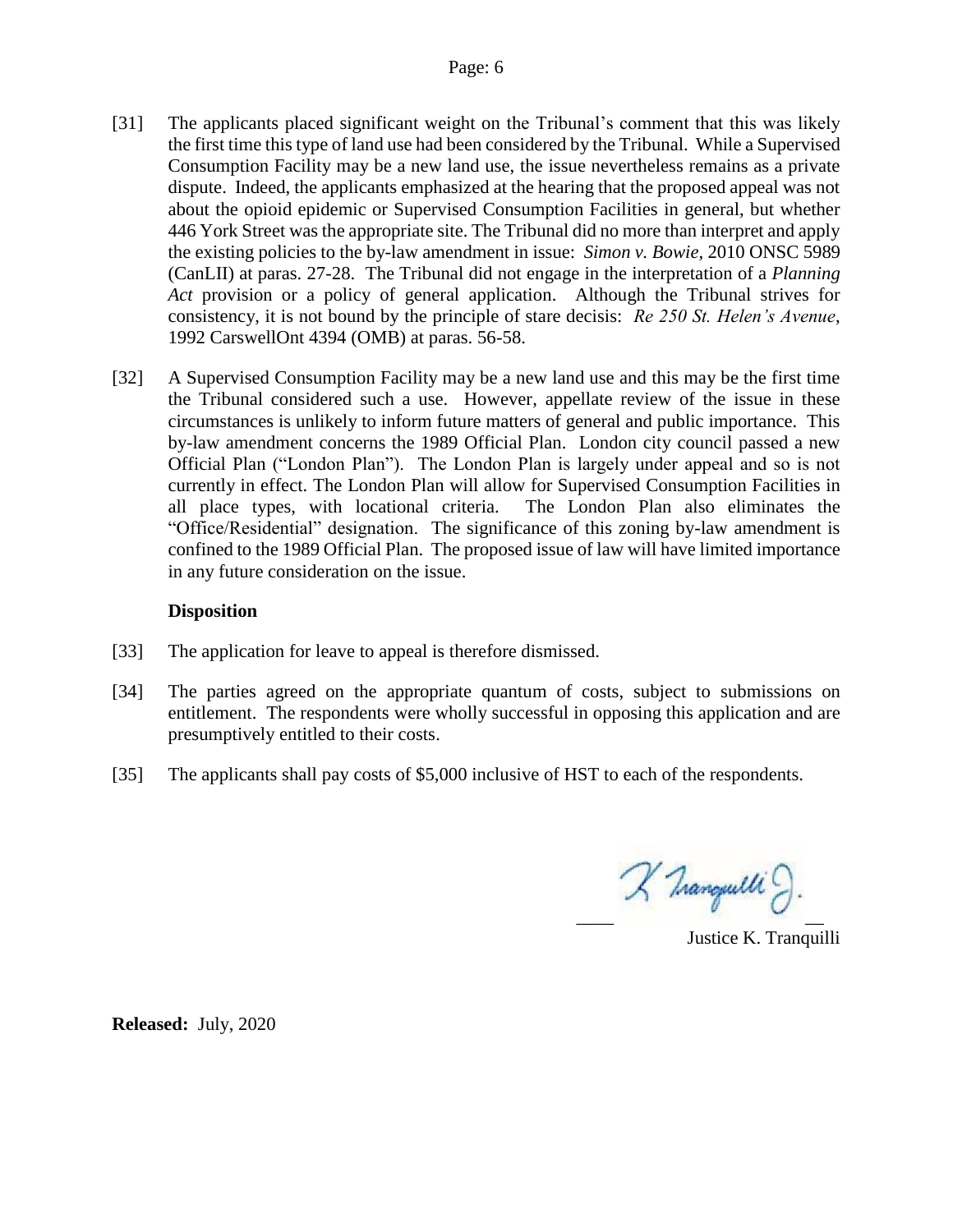[31] The applicants placed significant weight on the Tribunal's comment that this was likely the first time this type of land use had been considered by the Tribunal. While a Supervised Consumption Facility may be a new land use, the issue nevertheless remains as a private dispute. Indeed, the applicants emphasized at the hearing that the proposed appeal was not about the opioid epidemic or Supervised Consumption Facilities in general, but whether 446 York Street was the appropriate site. The Tribunal did no more than interpret and apply the existing policies to the by-law amendment in issue: *Simon v. Bowie*, 2010 ONSC 5989 (CanLII) at paras. 27-28. The Tribunal did not engage in the interpretation of a *Planning Act* provision or a policy of general application. Although the Tribunal strives for consistency, it is not bound by the principle of stare decisis: *Re 250 St. Helen's Avenue*, 1992 CarswellOnt 4394 (OMB) at paras. 56-58.

[32] A Supervised Consumption Facility may be a new land use and this may be the first time the Tribunal considered such a use. However, appellate review of the issue in these circumstances is unlikely to inform future matters of general and public importance. This by-law amendment concerns the 1989 Official Plan. London city council passed a new Official Plan ("London Plan"). The London Plan is largely under appeal and so is not currently in effect. The London Plan will allow for Supervised Consumption Facilities in all place types, with locational criteria. The London Plan also eliminates the "Office/Residential" designation. The significance of this zoning by-law amendment is confined to the 1989 Official Plan. The proposed issue of law will have limited importance in any future consideration on the issue.

**Disposition**

[33] The application for leave to appeal is therefore dismissed.

[34] The parties agreed on the appropriate quantum of costs, subject to submissions on entitlement. The respondents were wholly successful in opposing this application and are presumptively entitled to their costs.

[35] The applicants shall pay costs of $5,000 inclusive of HST to each of the respondents.

K Tranquilli J.

Justice K. Tranquilli

**Released:** July, 2020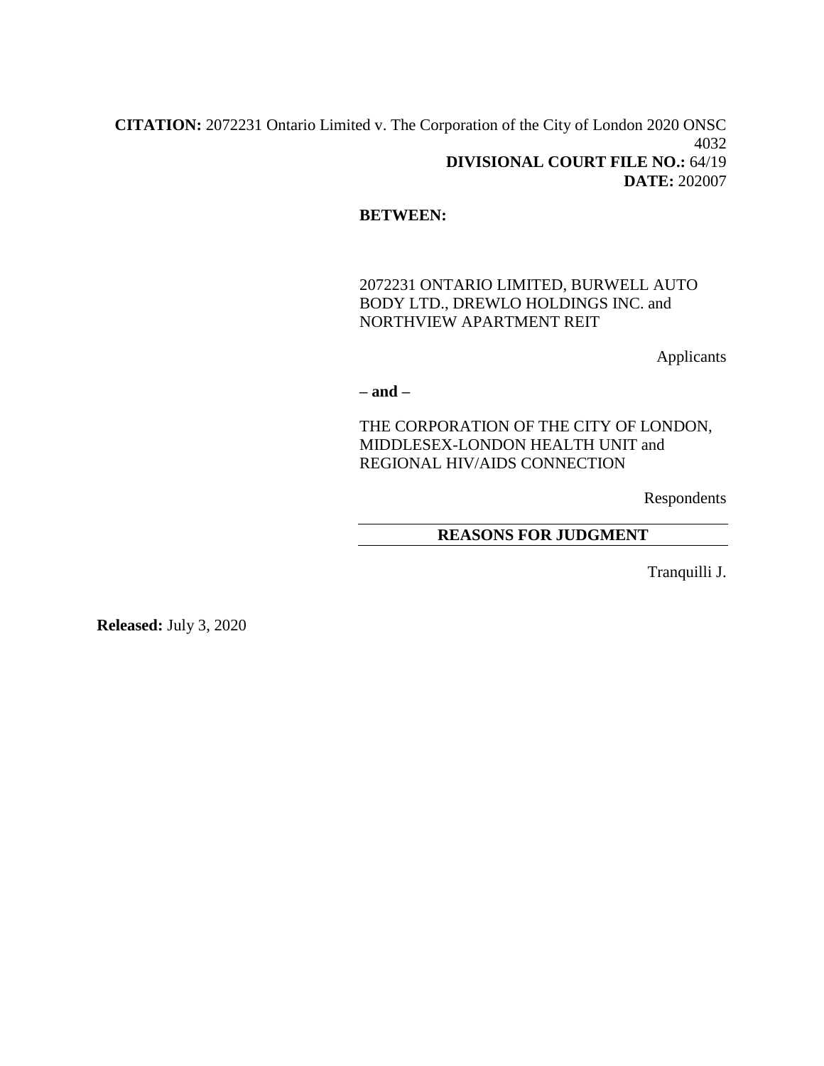**CITATION:** 2072231 Ontario Limited v. The Corporation of the City of London 2020 ONSC 4032

**DIVISIONAL COURT FILE NO.:** 64/19

**DATE:** 202007

**BETWEEN:**

2072231 ONTARIO LIMITED, BURWELL AUTO BODY LTD., DREWLO HOLDINGS INC. and NORTHVIEW APARTMENT REIT

Applicants

**– and –**

THE CORPORATION OF THE CITY OF LONDON, MIDDLESEX-LONDON HEALTH UNIT and REGIONAL HIV/AIDS CONNECTION

Respondents

**REASONS FOR JUDGMENT**

Tranquilli J.

**Released:** July 3, 2020